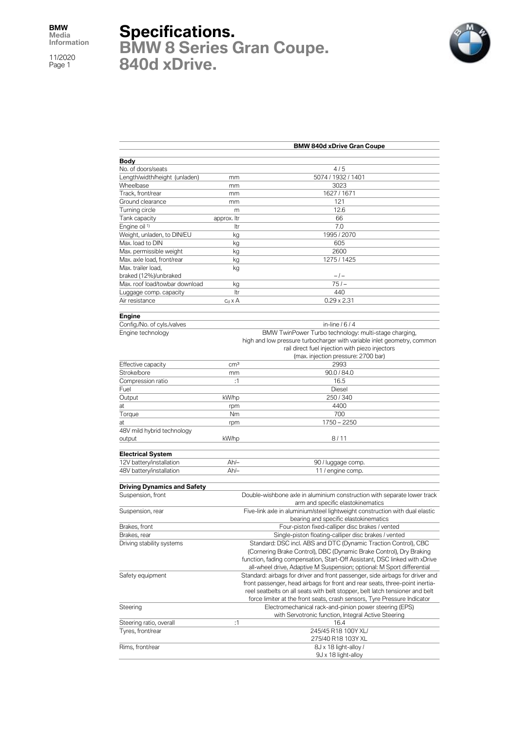BMW Media Information

11/2020

# Specifications.
## BMW 8 Series Gran Coupe.
## 840d xDrive.

| | | BMW 840d xDrive Gran Coupe |
|---|---|---|
| **Body** | | |
| No. of doors/seats | | 4 / 5 |
| Length/width/height (unladen) | mm | 5074 / 1932 / 1401 |
| Wheelbase | mm | 3023 |
| Track, front/rear | mm | 1627 / 1671 |
| Ground clearance | mm | 121 |
| Turning circle | m | 12.6 |
| Tank capacity | approx. ltr | 66 |
| Engine oil [1] | ltr | 7.0 |
| Weight, unladen, to DIN/EU | kg | 1995 / 2070 |
| Max. load to DIN | kg | 605 |
| Max. permissible weight | kg | 2600 |
| Max. axle load, front/rear | kg | 1275 / 1425 |
| Max. trailer load, braked (12%)/unbraked | kg | – / – |
| Max. roof load/towbar download | kg | 75 / – |
| Luggage comp. capacity | ltr | 440 |
| Air resistance | $c_d$ x A | 0.29 x 2.31 |
| **Engine** | | |
| Config./No. of cyls./valves | | in-line / 6 / 4 |
| Engine technology | | BMW TwinPower Turbo technology: multi-stage charging, high and low pressure turbocharger with variable inlet geometry, common rail direct fuel injection with piezo injectors (max. injection pressure: 2700 bar) |
| Effective capacity | cm³ | 2993 |
| Stroke/bore | mm | 90.0 / 84.0 |
| Compression ratio | :1 | 16.5 |
| Fuel | | Diesel |
| Output | kW/hp | 250 / 340 |
| at | rpm | 4400 |
| Torque | Nm | 700 |
| at | rpm | 1750 – 2250 |
| 48V mild hybrid technology output | kW/hp | 8 / 11 |
| **Electrical System** | | |
| 12V battery/installation | Ah/– | 90 / luggage comp. |
| 48V battery/installation | Ah/– | 11 / engine comp. |
| **Driving Dynamics and Safety** | | |
| Suspension, front | | Double-wishbone axle in aluminium construction with separate lower track arm and specific elastokinematics |
| Suspension, rear | | Five-link axle in aluminium/steel lightweight construction with dual elastic bearing and specific elastokinematics |
| Brakes, front | | Four-piston fixed-calliper disc brakes / vented |
| Brakes, rear | | Single-piston floating-calliper disc brakes / vented |
| Driving stability systems | | Standard: DSC incl. ABS and DTC (Dynamic Traction Control), CBC (Cornering Brake Control), DBC (Dynamic Brake Control), Dry Braking function, fading compensation, Start-Off Assistant, DSC linked with xDrive all-wheel drive, Adaptive M Suspension; optional: M Sport differential |
| Safety equipment | | Standard: airbags for driver and front passenger, side airbags for driver and front passenger, head airbags for front and rear seats, three-point inertia-reel seatbelts on all seats with belt stopper, belt latch tensioner and belt force limiter at the front seats, crash sensors, Tyre Pressure Indicator |
| Steering | | Electromechanical rack-and-pinion power steering (EPS) with Servotronic function, Integral Active Steering |
| Steering ratio, overall | :1 | 16.4 |
| Tyres, front/rear | | 245/45 R18 100Y XL/ 275/40 R18 103Y XL |
| Rims, front/rear | | 8J x 18 light-alloy / 9J x 18 light-alloy |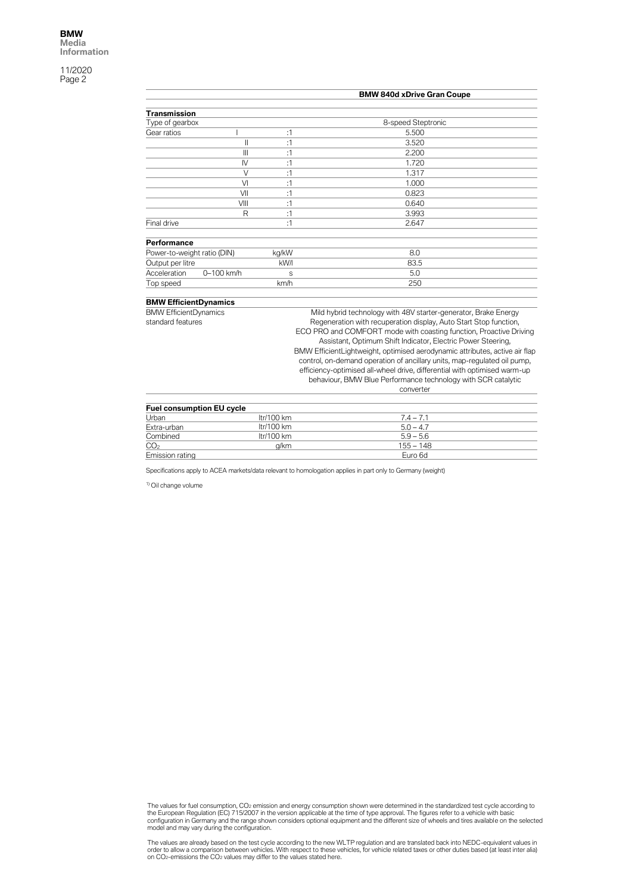| | | | BMW 840d xDrive Gran Coupe |
|---|---|---|---|
| **Transmission** | | | |
| Type of gearbox | | | 8-speed Steptronic |
| Gear ratios | I | :1 | 5.500 |
| | II | :1 | 3.520 |
| | III | :1 | 2.200 |
| | IV | :1 | 1.720 |
| | V | :1 | 1.317 |
| | VI | :1 | 1.000 |
| | VII | :1 | 0.823 |
| | VIII | :1 | 0.640 |
| | R | :1 | 3.993 |
| Final drive | | :1 | 2.647 |
| **Performance** | | | |
| Power-to-weight ratio (DIN) | | kg/kW | 8.0 |
| Output per litre | | kW/l | 83.5 |
| Acceleration | 0–100 km/h | s | 5.0 |
| Top speed | | km/h | 250 |
| **BMW EfficientDynamics** | | | |
| BMW EfficientDynamics standard features | | | Mild hybrid technology with 48V starter-generator, Brake Energy Regeneration with recuperation display, Auto Start Stop function, ECO PRO and COMFORT mode with coasting function, Proactive Driving Assistant, Optimum Shift Indicator, Electric Power Steering, BMW EfficientLightweight, optimised aerodynamic attributes, active air flap control, on-demand operation of ancillary units, map-regulated oil pump, efficiency-optimised all-wheel drive, differential with optimised warm-up behaviour, BMW Blue Performance technology with SCR catalytic converter |
| **Fuel consumption EU cycle** | | | |
| Urban | | ltr/100 km | 7.4 – 7.1 |
| Extra-urban | | ltr/100 km | 5.0 – 4.7 |
| Combined | | ltr/100 km | 5.9 – 5.6 |
| $CO_2$ | | g/km | 155 – 148 |
| Emission rating | | | Euro 6d |

Specifications apply to ACEA markets/data relevant to homologation applies in part only to Germany (weight)

[1] Oil change volume

The values for fuel consumption, $CO_2$ emission and energy consumption shown were determined in the standardized test cycle according to the European Regulation (EC) 715/2007 in the version applicable at the time of type approval. The figures refer to a vehicle with basic configuration in Germany and the range shown considers optional equipment and the different size of wheels and tires available on the selected model and may vary during the configuration.

The values are already based on the test cycle according to the new WLTP regulation and are translated back into NEDC-equivalent values in order to allow a comparison between vehicles. With respect to these vehicles, for vehicle related taxes or other duties based (at least inter alia) on $CO_2$-emissions the $CO_2$ values may differ to the values stated here.